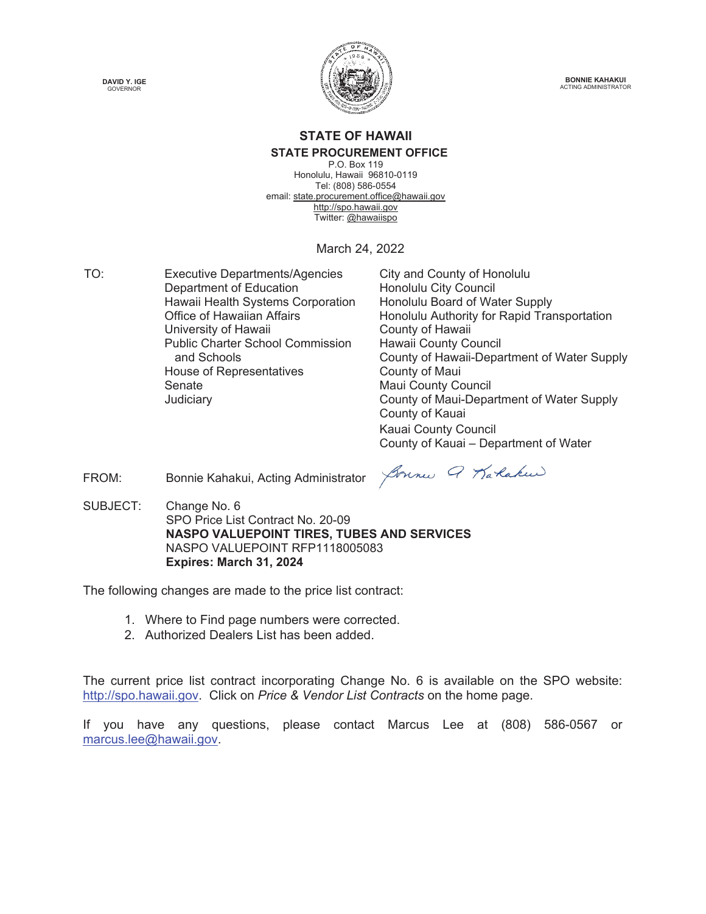DAVID Y. IGE
GOVERNOR

BONNIE KAHAKUI
ACTING ADMINISTRATOR

# STATE OF HAWAII

## STATE PROCUREMENT OFFICE

P.O. Box 119
Honolulu, Hawaii 96810-0119
Tel: (808) 586-0554
email: state.procurement.office@hawaii.gov
http://spo.hawaii.gov
Twitter: @hawaiispo

March 24, 2022

| | | |
|---|---|---|
| TO: | Executive Departments/Agencies | City and County of Honolulu |
| | Department of Education | Honolulu City Council |
| | Hawaii Health Systems Corporation | Honolulu Board of Water Supply |
| | Office of Hawaiian Affairs | Honolulu Authority for Rapid Transportation |
| | University of Hawaii | County of Hawaii |
| | Public Charter School Commission and Schools | Hawaii County Council |
| | House of Representatives | County of Hawaii-Department of Water Supply |
| | Senate | County of Maui |
| | Judiciary | Maui County Council |
| | | County of Maui-Department of Water Supply |
| | | County of Kauai |
| | | Kauai County Council |
| | | County of Kauai – Department of Water |

FROM: Bonnie Kahakui, Acting Administrator *Bonnie A Kahakui*

SUBJECT: Change No. 6
SPO Price List Contract No. 20-09
**NASPO VALUEPOINT TIRES, TUBES AND SERVICES**
NASPO VALUEPOINT RFP1118005083
**Expires: March 31, 2024**

The following changes are made to the price list contract:

1. Where to Find page numbers were corrected.
2. Authorized Dealers List has been added.

The current price list contract incorporating Change No. 6 is available on the SPO website: http://spo.hawaii.gov. Click on *Price & Vendor List Contracts* on the home page.

If you have any questions, please contact Marcus Lee at (808) 586-0567 or marcus.lee@hawaii.gov.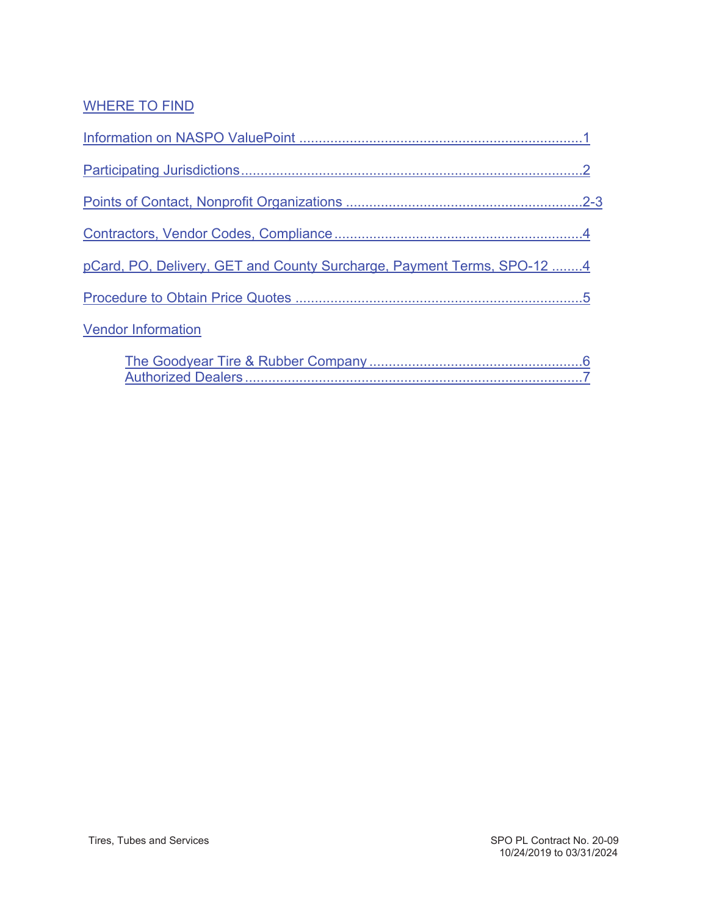## WHERE TO FIND

Information on NASPO ValuePoint ........................................................................1

Participating Jurisdictions.......................................................................................2

Points of Contact, Nonprofit Organizations ...........................................................2-3

Contractors, Vendor Codes, Compliance ...............................................................4

pCard, PO, Delivery, GET and County Surcharge, Payment Terms, SPO-12 ........4

Procedure to Obtain Price Quotes .........................................................................5

Vendor Information

- The Goodyear Tire & Rubber Company ......................................................6
- Authorized Dealers .......................................................................................7

Tires, Tubes and Services

SPO PL Contract No. 20-09
10/24/2019 to 03/31/2024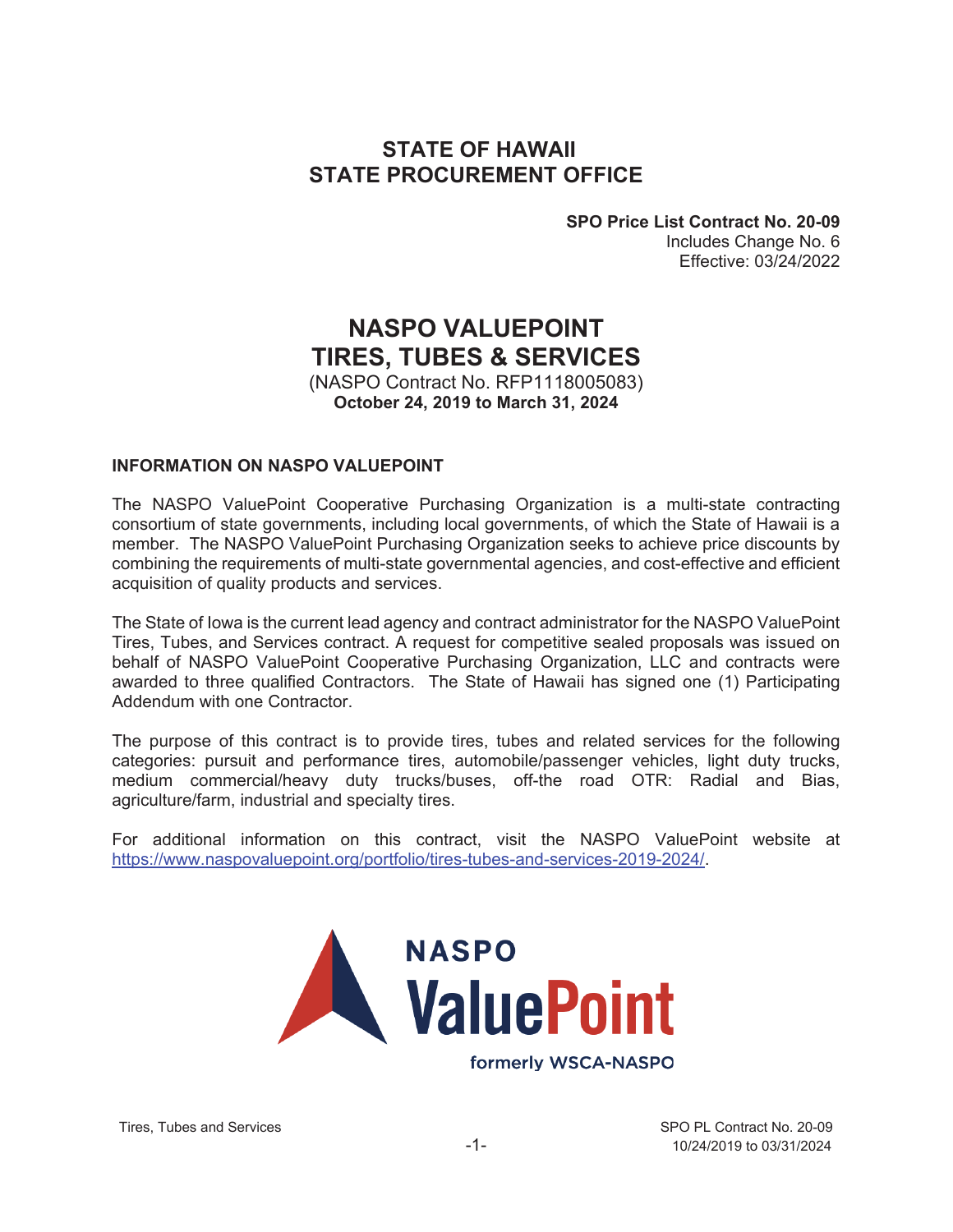# STATE OF HAWAII
# STATE PROCUREMENT OFFICE

**SPO Price List Contract No. 20-09**
Includes Change No. 6
Effective: 03/24/2022

# NASPO VALUEPOINT
# TIRES, TUBES & SERVICES

(NASPO Contract No. RFP1118005083)
**October 24, 2019 to March 31, 2024**

### INFORMATION ON NASPO VALUEPOINT

The NASPO ValuePoint Cooperative Purchasing Organization is a multi-state contracting consortium of state governments, including local governments, of which the State of Hawaii is a member. The NASPO ValuePoint Purchasing Organization seeks to achieve price discounts by combining the requirements of multi-state governmental agencies, and cost-effective and efficient acquisition of quality products and services.

The State of Iowa is the current lead agency and contract administrator for the NASPO ValuePoint Tires, Tubes, and Services contract. A request for competitive sealed proposals was issued on behalf of NASPO ValuePoint Cooperative Purchasing Organization, LLC and contracts were awarded to three qualified Contractors. The State of Hawaii has signed one (1) Participating Addendum with one Contractor.

The purpose of this contract is to provide tires, tubes and related services for the following categories: pursuit and performance tires, automobile/passenger vehicles, light duty trucks, medium commercial/heavy duty trucks/buses, off-the road OTR: Radial and Bias, agriculture/farm, industrial and specialty tires.

For additional information on this contract, visit the NASPO ValuePoint website at https://www.naspovaluepoint.org/portfolio/tires-tubes-and-services-2019-2024/.

NASPO
ValuePoint
formerly WSCA-NASPO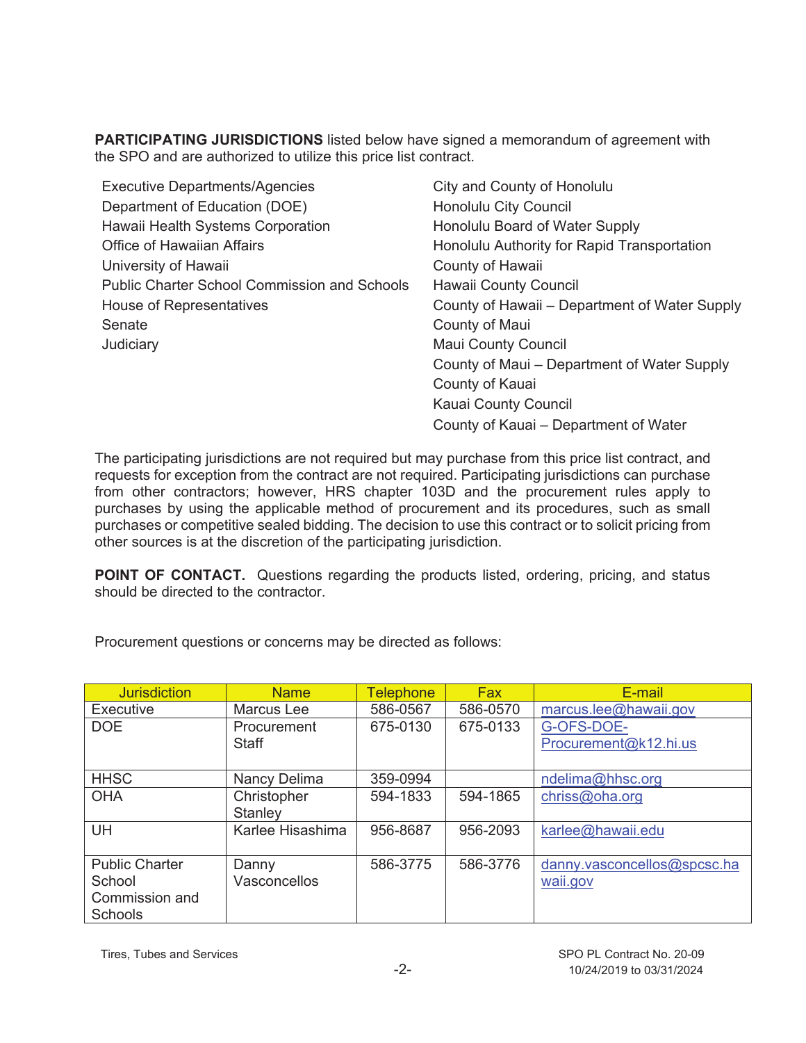**PARTICIPATING JURISDICTIONS** listed below have signed a memorandum of agreement with the SPO and are authorized to utilize this price list contract.

- Executive Departments/Agencies
- Department of Education (DOE)
- Hawaii Health Systems Corporation
- Office of Hawaiian Affairs
- University of Hawaii
- Public Charter School Commission and Schools
- House of Representatives
- Senate
- Judiciary
- City and County of Honolulu
- Honolulu City Council
- Honolulu Board of Water Supply
- Honolulu Authority for Rapid Transportation
- County of Hawaii
- Hawaii County Council
- County of Hawaii – Department of Water Supply
- County of Maui
- Maui County Council
- County of Maui – Department of Water Supply
- County of Kauai
- Kauai County Council
- County of Kauai – Department of Water

The participating jurisdictions are not required but may purchase from this price list contract, and requests for exception from the contract are not required. Participating jurisdictions can purchase from other contractors; however, HRS chapter 103D and the procurement rules apply to purchases by using the applicable method of procurement and its procedures, such as small purchases or competitive sealed bidding. The decision to use this contract or to solicit pricing from other sources is at the discretion of the participating jurisdiction.

**POINT OF CONTACT.** Questions regarding the products listed, ordering, pricing, and status should be directed to the contractor.

Procurement questions or concerns may be directed as follows:

| Jurisdiction | Name | Telephone | Fax | E-mail |
|---|---|---|---|---|
| Executive | Marcus Lee | 586-0567 | 586-0570 | marcus.lee@hawaii.gov |
| DOE | Procurement Staff | 675-0130 | 675-0133 | G-OFS-DOE-Procurement@k12.hi.us |
| HHSC | Nancy Delima | 359-0994 | | ndelima@hhsc.org |
| OHA | Christopher Stanley | 594-1833 | 594-1865 | chriss@oha.org |
| UH | Karlee Hisashima | 956-8687 | 956-2093 | karlee@hawaii.edu |
| Public Charter School Commission and Schools | Danny Vasconcellos | 586-3775 | 586-3776 | danny.vasconcellos@spcsc.hawaii.gov |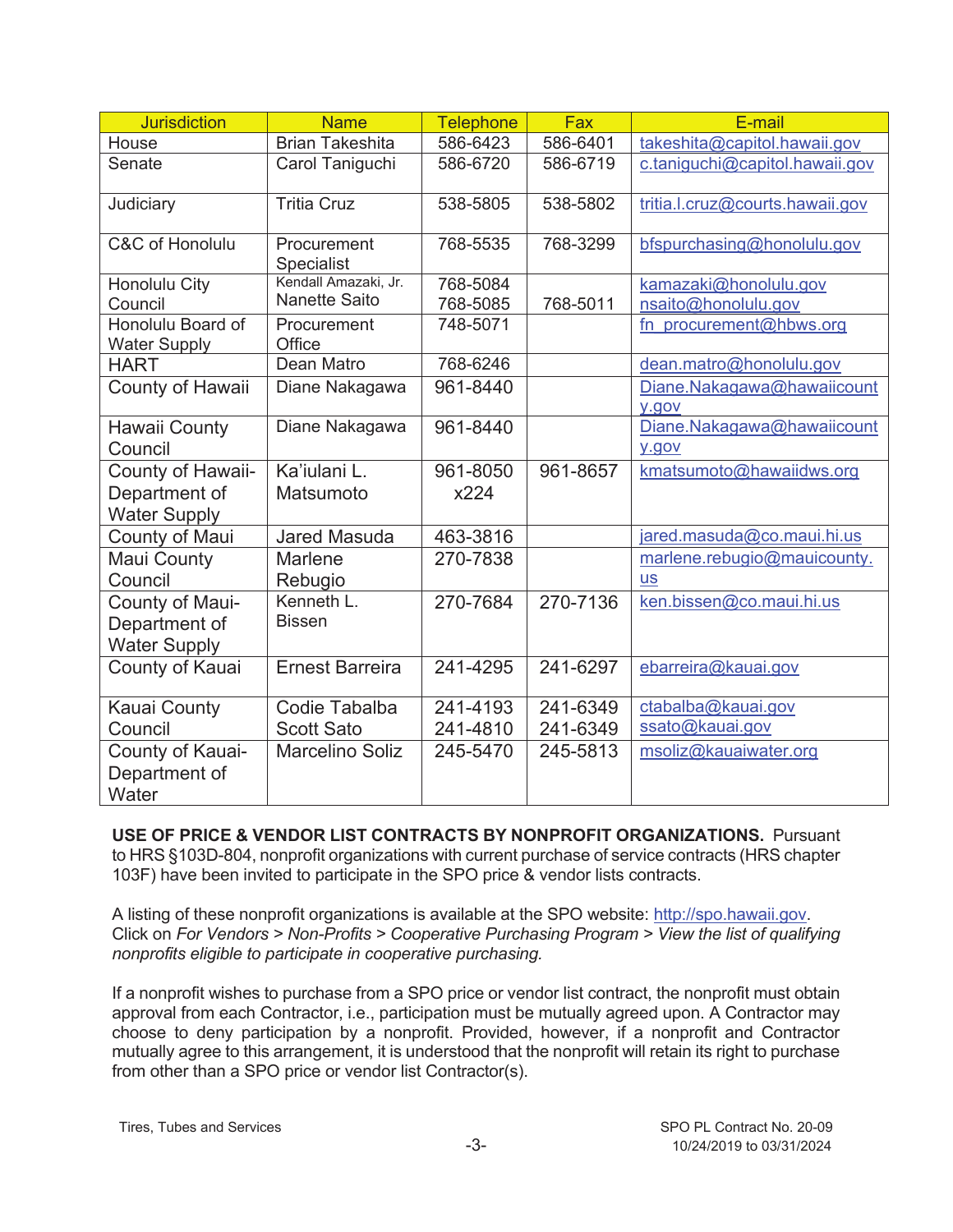| Jurisdiction | Name | Telephone | Fax | E-mail |
|---|---|---|---|---|
| House | Brian Takeshita | 586-6423 | 586-6401 | takeshita@capitol.hawaii.gov |
| Senate | Carol Taniguchi | 586-6720 | 586-6719 | c.taniguchi@capitol.hawaii.gov |
| Judiciary | Tritia Cruz | 538-5805 | 538-5802 | tritia.l.cruz@courts.hawaii.gov |
| C&C of Honolulu | Procurement Specialist | 768-5535 | 768-3299 | bfspurchasing@honolulu.gov |
| Honolulu City Council | Kendall Amazaki, Jr.<br>Nanette Saito | 768-5084<br>768-5085 | 768-5011 | kamazaki@honolulu.gov<br>nsaito@honolulu.gov |
| Honolulu Board of Water Supply | Procurement Office | 748-5071 | | fn_procurement@hbws.org |
| HART | Dean Matro | 768-6246 | | dean.matro@honolulu.gov |
| County of Hawaii | Diane Nakagawa | 961-8440 | | Diane.Nakagawa@hawaiicounty.gov |
| Hawaii County Council | Diane Nakagawa | 961-8440 | | Diane.Nakagawa@hawaiicounty.gov |
| County of Hawaii-Department of Water Supply | Ka'iulani L. Matsumoto | 961-8050 x224 | 961-8657 | kmatsumoto@hawaiidws.org |
| County of Maui | Jared Masuda | 463-3816 | | jared.masuda@co.maui.hi.us |
| Maui County Council | Marlene Rebugio | 270-7838 | | marlene.rebugio@mauicounty.us |
| County of Maui-Department of Water Supply | Kenneth L. Bissen | 270-7684 | 270-7136 | ken.bissen@co.maui.hi.us |
| County of Kauai | Ernest Barreira | 241-4295 | 241-6297 | ebarreira@kauai.gov |
| Kauai County Council | Codie Tabalba<br>Scott Sato | 241-4193<br>241-4810 | 241-6349<br>241-6349 | ctabalba@kauai.gov<br>ssato@kauai.gov |
| County of Kauai-Department of Water | Marcelino Soliz | 245-5470 | 245-5813 | msoliz@kauaiwater.org |

**USE OF PRICE & VENDOR LIST CONTRACTS BY NONPROFIT ORGANIZATIONS.** Pursuant to HRS §103D-804, nonprofit organizations with current purchase of service contracts (HRS chapter 103F) have been invited to participate in the SPO price & vendor lists contracts.

A listing of these nonprofit organizations is available at the SPO website: http://spo.hawaii.gov. Click on *For Vendors > Non-Profits > Cooperative Purchasing Program > View the list of qualifying nonprofits eligible to participate in cooperative purchasing.*

If a nonprofit wishes to purchase from a SPO price or vendor list contract, the nonprofit must obtain approval from each Contractor, i.e., participation must be mutually agreed upon. A Contractor may choose to deny participation by a nonprofit. Provided, however, if a nonprofit and Contractor mutually agree to this arrangement, it is understood that the nonprofit will retain its right to purchase from other than a SPO price or vendor list Contractor(s).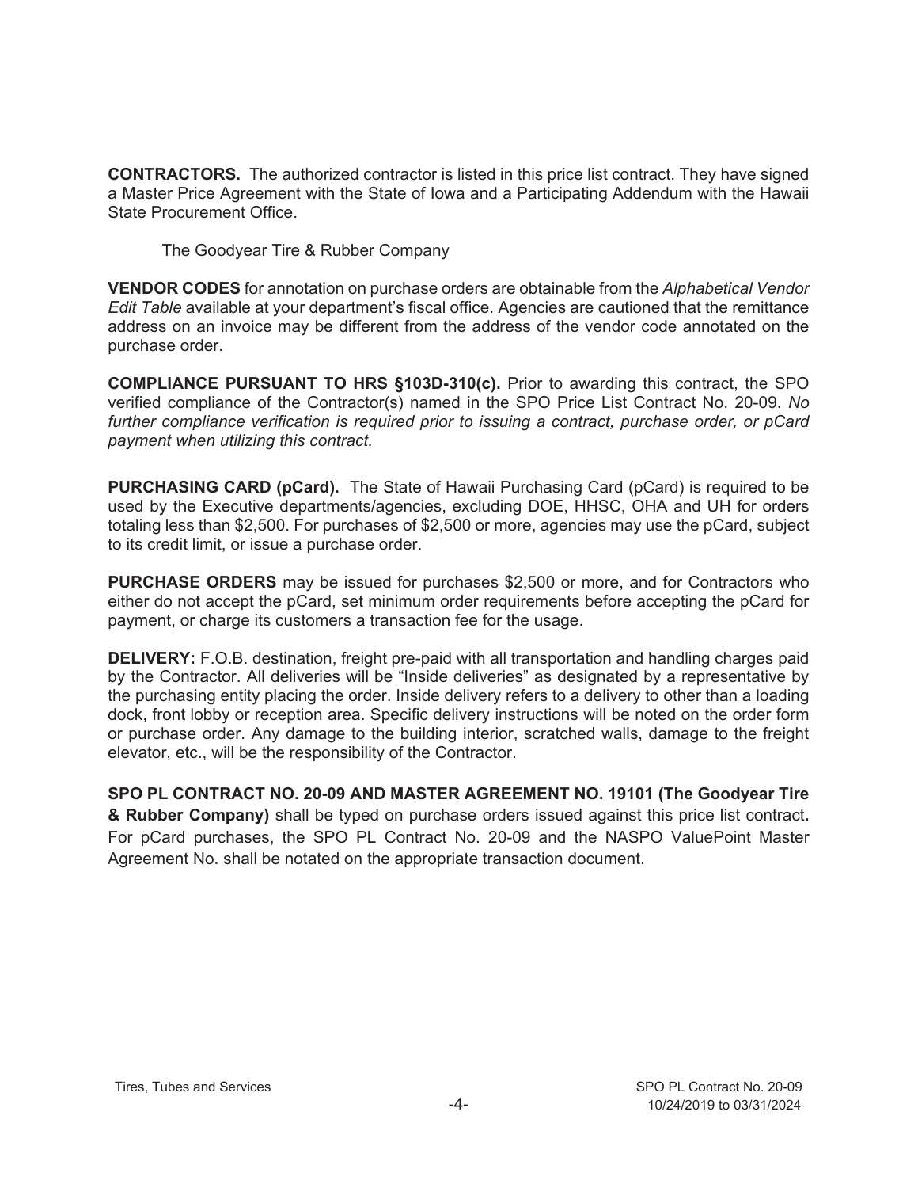**CONTRACTORS.** The authorized contractor is listed in this price list contract. They have signed a Master Price Agreement with the State of Iowa and a Participating Addendum with the Hawaii State Procurement Office.

The Goodyear Tire & Rubber Company

**VENDOR CODES** for annotation on purchase orders are obtainable from the *Alphabetical Vendor Edit Table* available at your department's fiscal office. Agencies are cautioned that the remittance address on an invoice may be different from the address of the vendor code annotated on the purchase order.

**COMPLIANCE PURSUANT TO HRS §103D-310(c).** Prior to awarding this contract, the SPO verified compliance of the Contractor(s) named in the SPO Price List Contract No. 20-09. *No further compliance verification is required prior to issuing a contract, purchase order, or pCard payment when utilizing this contract.*

**PURCHASING CARD (pCard).** The State of Hawaii Purchasing Card (pCard) is required to be used by the Executive departments/agencies, excluding DOE, HHSC, OHA and UH for orders totaling less than $2,500. For purchases of $2,500 or more, agencies may use the pCard, subject to its credit limit, or issue a purchase order.

**PURCHASE ORDERS** may be issued for purchases $2,500 or more, and for Contractors who either do not accept the pCard, set minimum order requirements before accepting the pCard for payment, or charge its customers a transaction fee for the usage.

**DELIVERY:** F.O.B. destination, freight pre-paid with all transportation and handling charges paid by the Contractor. All deliveries will be "Inside deliveries" as designated by a representative by the purchasing entity placing the order. Inside delivery refers to a delivery to other than a loading dock, front lobby or reception area. Specific delivery instructions will be noted on the order form or purchase order. Any damage to the building interior, scratched walls, damage to the freight elevator, etc., will be the responsibility of the Contractor.

**SPO PL CONTRACT NO. 20-09 AND MASTER AGREEMENT NO. 19101 (The Goodyear Tire & Rubber Company)** shall be typed on purchase orders issued against this price list contract**.** For pCard purchases, the SPO PL Contract No. 20-09 and the NASPO ValuePoint Master Agreement No. shall be notated on the appropriate transaction document.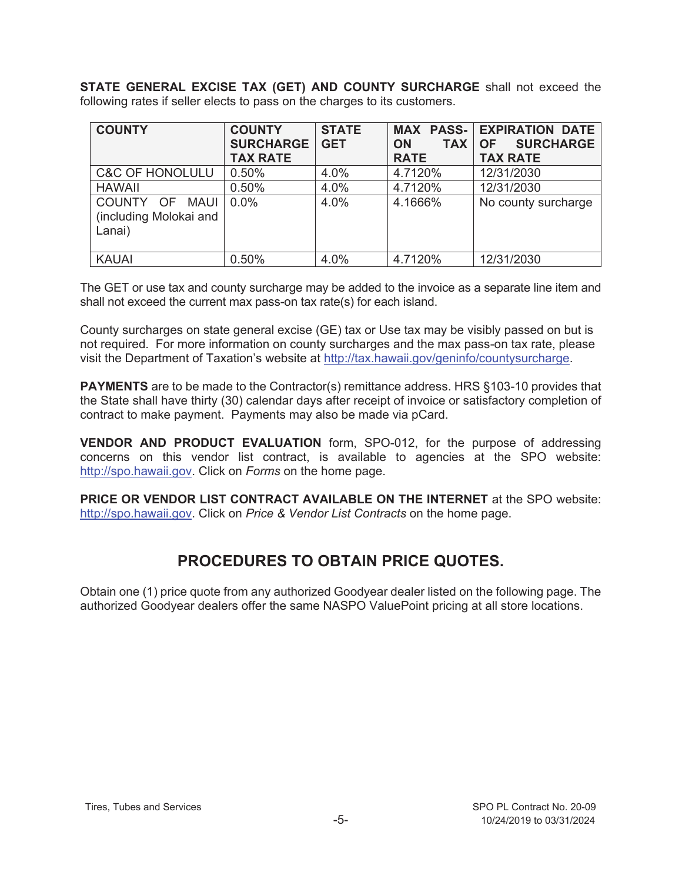**STATE GENERAL EXCISE TAX (GET) AND COUNTY SURCHARGE** shall not exceed the following rates if seller elects to pass on the charges to its customers.

| COUNTY | COUNTY SURCHARGE TAX RATE | STATE GET | MAX PASS-ON TAX RATE | EXPIRATION DATE OF SURCHARGE TAX RATE |
|---|---|---|---|---|
| C&C OF HONOLULU | 0.50% | 4.0% | 4.7120% | 12/31/2030 |
| HAWAII | 0.50% | 4.0% | 4.7120% | 12/31/2030 |
| COUNTY OF MAUI (including Molokai and Lanai) | 0.0% | 4.0% | 4.1666% | No county surcharge |
| KAUAI | 0.50% | 4.0% | 4.7120% | 12/31/2030 |

The GET or use tax and county surcharge may be added to the invoice as a separate line item and shall not exceed the current max pass-on tax rate(s) for each island.

County surcharges on state general excise (GE) tax or Use tax may be visibly passed on but is not required. For more information on county surcharges and the max pass-on tax rate, please visit the Department of Taxation's website at http://tax.hawaii.gov/geninfo/countysurcharge.

**PAYMENTS** are to be made to the Contractor(s) remittance address. HRS §103-10 provides that the State shall have thirty (30) calendar days after receipt of invoice or satisfactory completion of contract to make payment. Payments may also be made via pCard.

**VENDOR AND PRODUCT EVALUATION** form, SPO-012, for the purpose of addressing concerns on this vendor list contract, is available to agencies at the SPO website: http://spo.hawaii.gov. Click on *Forms* on the home page.

**PRICE OR VENDOR LIST CONTRACT AVAILABLE ON THE INTERNET** at the SPO website: http://spo.hawaii.gov. Click on *Price & Vendor List Contracts* on the home page.

## PROCEDURES TO OBTAIN PRICE QUOTES.

Obtain one (1) price quote from any authorized Goodyear dealer listed on the following page. The authorized Goodyear dealers offer the same NASPO ValuePoint pricing at all store locations.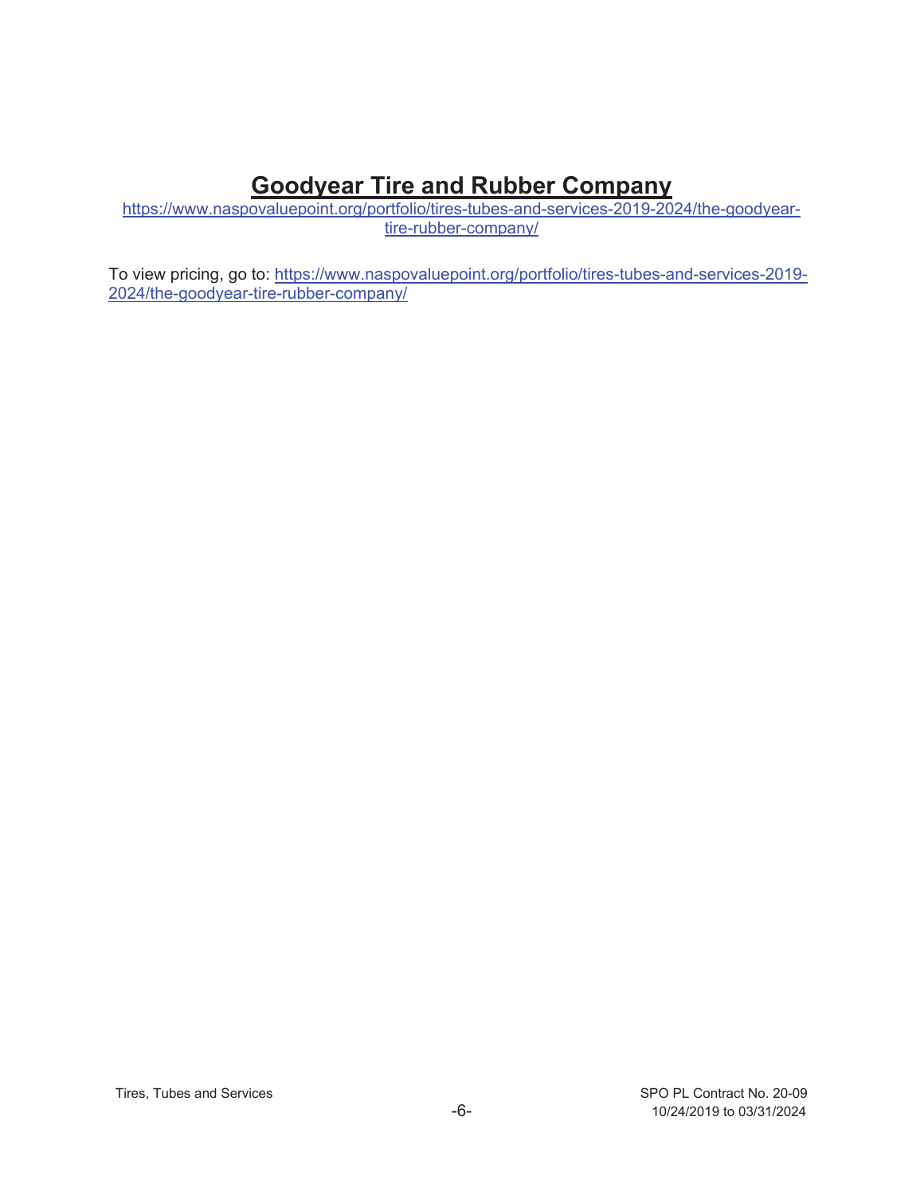# Goodyear Tire and Rubber Company

https://www.naspovaluepoint.org/portfolio/tires-tubes-and-services-2019-2024/the-goodyear-tire-rubber-company/

To view pricing, go to: https://www.naspovaluepoint.org/portfolio/tires-tubes-and-services-2019-2024/the-goodyear-tire-rubber-company/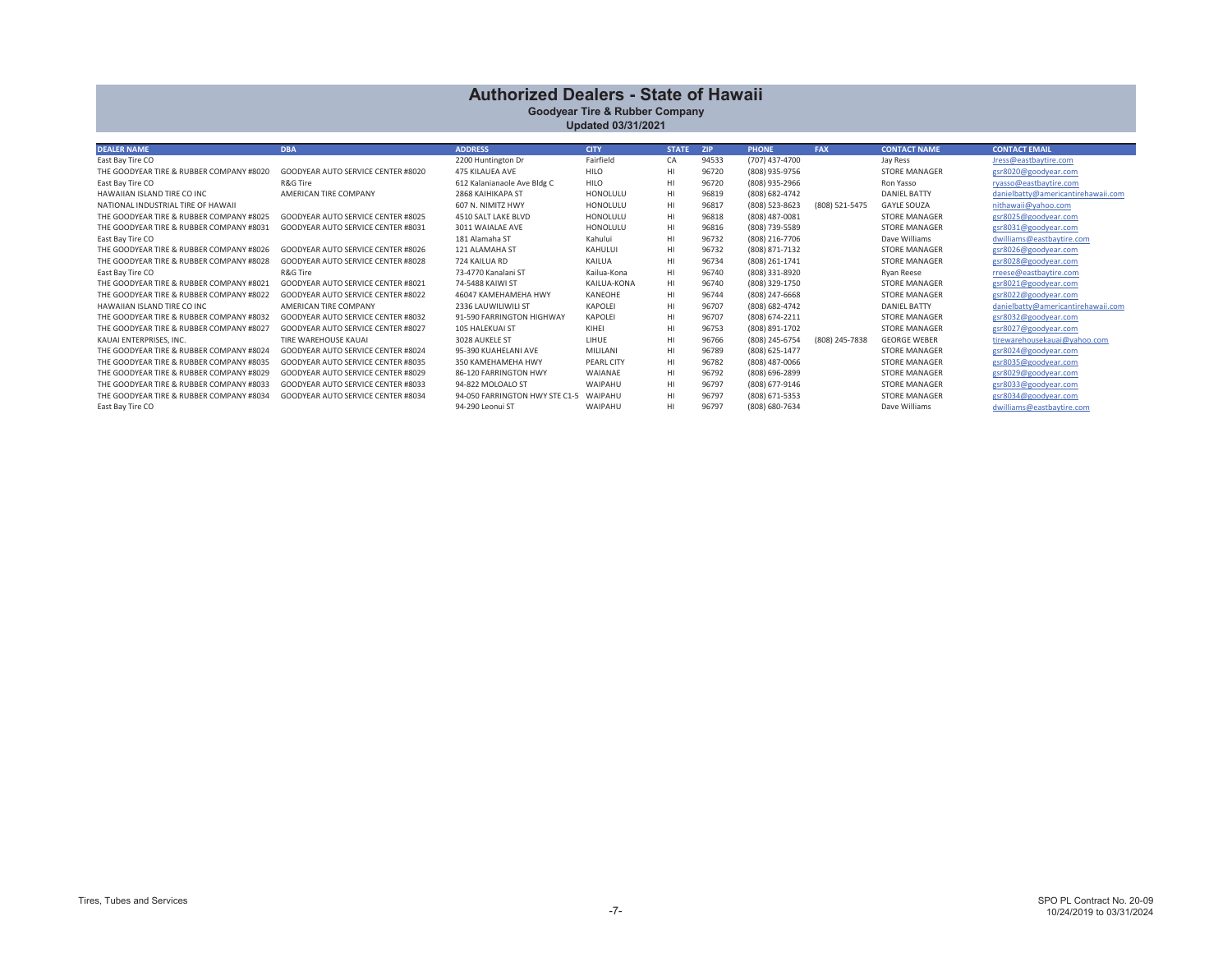# Authorized Dealers - State of Hawaii

**Goodyear Tire & Rubber Company**

**Updated 03/31/2021**

| DEALER NAME | DBA | ADDRESS | CITY | STATE | ZIP | PHONE | FAX | CONTACT NAME | CONTACT EMAIL |
|---|---|---|---|---|---|---|---|---|---|
| East Bay Tire CO | | 2200 Huntington Dr | Fairfield | CA | 94533 | (707) 437-4700 | | Jay Ress | Jress@eastbaytire.com |
| THE GOODYEAR TIRE & RUBBER COMPANY #8020 | GOODYEAR AUTO SERVICE CENTER #8020 | 475 KILAUEA AVE | HILO | HI | 96720 | (808) 935-9756 | | STORE MANAGER | gsr8020@goodyear.com |
| East Bay Tire CO | R&G Tire | 612 Kalanianaole Ave Bldg C | HILO | HI | 96720 | (808) 935-2966 | | Ron Yasso | ryasso@eastbaytire.com |
| HAWAIIAN ISLAND TIRE CO INC | AMERICAN TIRE COMPANY | 2868 KAIHIKAPA ST | HONOLULU | HI | 96819 | (808) 682-4742 | | DANIEL BATTY | danielbatty@americantirehawaii.com |
| NATIONAL INDUSTRIAL TIRE OF HAWAII | | 607 N. NIMITZ HWY | HONOLULU | HI | 96817 | (808) 523-8623 | (808) 521-5475 | GAYLE SOUZA | nithawaii@yahoo.com |
| THE GOODYEAR TIRE & RUBBER COMPANY #8025 | GOODYEAR AUTO SERVICE CENTER #8025 | 4510 SALT LAKE BLVD | HONOLULU | HI | 96818 | (808) 487-0081 | | STORE MANAGER | gsr8025@goodyear.com |
| THE GOODYEAR TIRE & RUBBER COMPANY #8031 | GOODYEAR AUTO SERVICE CENTER #8031 | 3011 WAIALAE AVE | HONOLULU | HI | 96816 | (808) 739-5589 | | STORE MANAGER | gsr8031@goodyear.com |
| East Bay Tire CO | | 181 Alamaha ST | Kahului | HI | 96732 | (808) 216-7706 | | Dave Williams | dwilliams@eastbaytire.com |
| THE GOODYEAR TIRE & RUBBER COMPANY #8026 | GOODYEAR AUTO SERVICE CENTER #8026 | 121 ALAMAHA ST | KAHULUI | HI | 96732 | (808) 871-7132 | | STORE MANAGER | gsr8026@goodyear.com |
| THE GOODYEAR TIRE & RUBBER COMPANY #8028 | GOODYEAR AUTO SERVICE CENTER #8028 | 724 KAILUA RD | KAILUA | HI | 96734 | (808) 261-1741 | | STORE MANAGER | gsr8028@goodyear.com |
| East Bay Tire CO | R&G Tire | 73-4770 Kanalani ST | Kailua-Kona | HI | 96740 | (808) 331-8920 | | Ryan Reese | rreese@eastbaytire.com |
| THE GOODYEAR TIRE & RUBBER COMPANY #8021 | GOODYEAR AUTO SERVICE CENTER #8021 | 74-5488 KAIWI ST | KAILUA-KONA | HI | 96740 | (808) 329-1750 | | STORE MANAGER | gsr8021@goodyear.com |
| THE GOODYEAR TIRE & RUBBER COMPANY #8022 | GOODYEAR AUTO SERVICE CENTER #8022 | 46047 KAMEHAMEHA HWY | KANEOHE | HI | 96744 | (808) 247-6668 | | STORE MANAGER | gsr8022@goodyear.com |
| HAWAIIAN ISLAND TIRE CO INC | AMERICAN TIRE COMPANY | 2336 LAUWILIWILI ST | KAPOLEI | HI | 96707 | (808) 682-4742 | | DANIEL BATTY | danielbatty@americantirehawaii.com |
| THE GOODYEAR TIRE & RUBBER COMPANY #8032 | GOODYEAR AUTO SERVICE CENTER #8032 | 91-590 FARRINGTON HIGHWAY | KAPOLEI | HI | 96707 | (808) 674-2211 | | STORE MANAGER | gsr8032@goodyear.com |
| THE GOODYEAR TIRE & RUBBER COMPANY #8027 | GOODYEAR AUTO SERVICE CENTER #8027 | 105 HALEKUAI ST | KIHEI | HI | 96753 | (808) 891-1702 | | STORE MANAGER | gsr8027@goodyear.com |
| KAUAI ENTERPRISES, INC. | TIRE WAREHOUSE KAUAI | 3028 AUKELE ST | LIHUE | HI | 96766 | (808) 245-6754 | (808) 245-7838 | GEORGE WEBER | tirewarehousekauai@yahoo.com |
| THE GOODYEAR TIRE & RUBBER COMPANY #8024 | GOODYEAR AUTO SERVICE CENTER #8024 | 95-390 KUAHELANI AVE | MILILANI | HI | 96789 | (808) 625-1477 | | STORE MANAGER | gsr8024@goodyear.com |
| THE GOODYEAR TIRE & RUBBER COMPANY #8035 | GOODYEAR AUTO SERVICE CENTER #8035 | 350 KAMEHAMEHA HWY | PEARL CITY | HI | 96782 | (808) 487-0066 | | STORE MANAGER | gsr8035@goodyear.com |
| THE GOODYEAR TIRE & RUBBER COMPANY #8029 | GOODYEAR AUTO SERVICE CENTER #8029 | 86-120 FARRINGTON HWY | WAIANAE | HI | 96792 | (808) 696-2899 | | STORE MANAGER | gsr8029@goodyear.com |
| THE GOODYEAR TIRE & RUBBER COMPANY #8033 | GOODYEAR AUTO SERVICE CENTER #8033 | 94-822 MOLOALO ST | WAIPAHU | HI | 96797 | (808) 677-9146 | | STORE MANAGER | gsr8033@goodyear.com |
| THE GOODYEAR TIRE & RUBBER COMPANY #8034 | GOODYEAR AUTO SERVICE CENTER #8034 | 94-050 FARRINGTON HWY STE C1-5 | WAIPAHU | HI | 96797 | (808) 671-5353 | | STORE MANAGER | gsr8034@goodyear.com |
| East Bay Tire CO | | 94-290 Leonui ST | WAIPAHU | HI | 96797 | (808) 680-7634 | | Dave Williams | dwilliams@eastbaytire.com |

Tires, Tubes and Services

SPO PL Contract No. 20-09
10/24/2019 to 03/31/2024